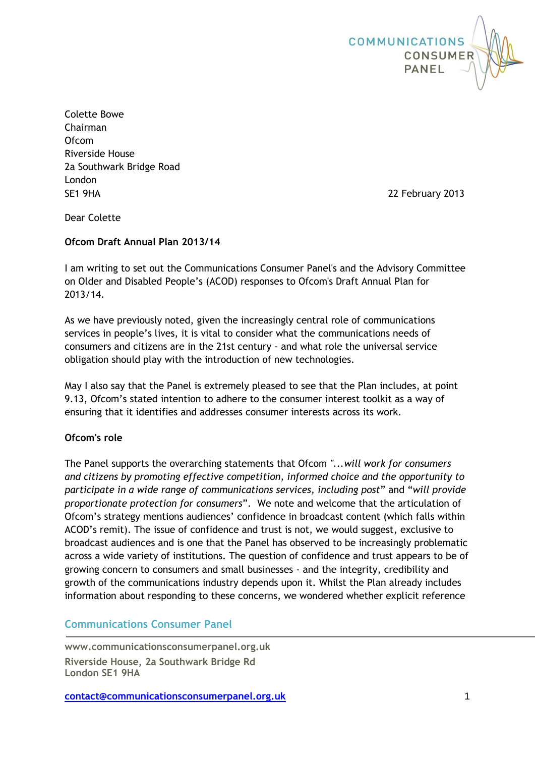COMMUNICATIONS CONSUMER PANEL

Colette Bowe
Chairman
Ofcom
Riverside House
2a Southwark Bridge Road
London
SE1 9HA

22 February 2013

Dear Colette

**Ofcom Draft Annual Plan 2013/14**

I am writing to set out the Communications Consumer Panel's and the Advisory Committee on Older and Disabled People's (ACOD) responses to Ofcom's Draft Annual Plan for 2013/14.

As we have previously noted, given the increasingly central role of communications services in people's lives, it is vital to consider what the communications needs of consumers and citizens are in the 21st century - and what role the universal service obligation should play with the introduction of new technologies.

May I also say that the Panel is extremely pleased to see that the Plan includes, at point 9.13, Ofcom's stated intention to adhere to the consumer interest toolkit as a way of ensuring that it identifies and addresses consumer interests across its work.

**Ofcom's role**

The Panel supports the overarching statements that Ofcom *"...will work for consumers and citizens by promoting effective competition, informed choice and the opportunity to participate in a wide range of communications services, including post"* and *"will provide proportionate protection for consumers"*. We note and welcome that the articulation of Ofcom's strategy mentions audiences' confidence in broadcast content (which falls within ACOD's remit). The issue of confidence and trust is not, we would suggest, exclusive to broadcast audiences and is one that the Panel has observed to be increasingly problematic across a wide variety of institutions. The question of confidence and trust appears to be of growing concern to consumers and small businesses - and the integrity, credibility and growth of the communications industry depends upon it. Whilst the Plan already includes information about responding to these concerns, we wondered whether explicit reference

Communications Consumer Panel

www.communicationsconsumerpanel.org.uk
Riverside House, 2a Southwark Bridge Rd
London SE1 9HA

contact@communicationsconsumerpanel.org.uk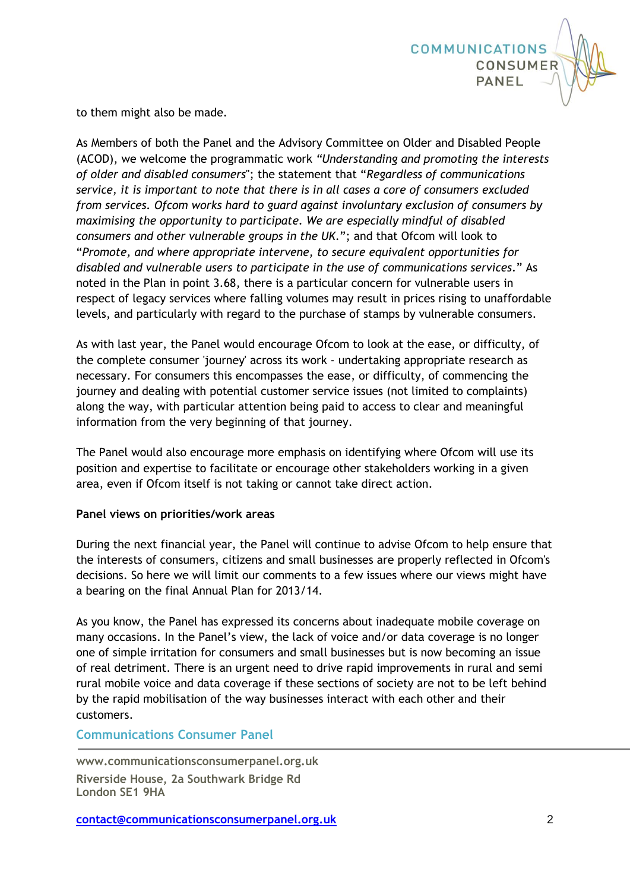to them might also be made.

As Members of both the Panel and the Advisory Committee on Older and Disabled People (ACOD), we welcome the programmatic work *"Understanding and promoting the interests of older and disabled consumers*"; the statement that "*Regardless of communications service, it is important to note that there is in all cases a core of consumers excluded from services. Ofcom works hard to guard against involuntary exclusion of consumers by maximising the opportunity to participate. We are especially mindful of disabled consumers and other vulnerable groups in the UK*."; and that Ofcom will look to "*Promote, and where appropriate intervene, to secure equivalent opportunities for disabled and vulnerable users to participate in the use of communications services*." As noted in the Plan in point 3.68, there is a particular concern for vulnerable users in respect of legacy services where falling volumes may result in prices rising to unaffordable levels, and particularly with regard to the purchase of stamps by vulnerable consumers.

As with last year, the Panel would encourage Ofcom to look at the ease, or difficulty, of the complete consumer 'journey' across its work - undertaking appropriate research as necessary. For consumers this encompasses the ease, or difficulty, of commencing the journey and dealing with potential customer service issues (not limited to complaints) along the way, with particular attention being paid to access to clear and meaningful information from the very beginning of that journey.

The Panel would also encourage more emphasis on identifying where Ofcom will use its position and expertise to facilitate or encourage other stakeholders working in a given area, even if Ofcom itself is not taking or cannot take direct action.

**Panel views on priorities/work areas**

During the next financial year, the Panel will continue to advise Ofcom to help ensure that the interests of consumers, citizens and small businesses are properly reflected in Ofcom's decisions. So here we will limit our comments to a few issues where our views might have a bearing on the final Annual Plan for 2013/14.

As you know, the Panel has expressed its concerns about inadequate mobile coverage on many occasions. In the Panel's view, the lack of voice and/or data coverage is no longer one of simple irritation for consumers and small businesses but is now becoming an issue of real detriment. There is an urgent need to drive rapid improvements in rural and semi rural mobile voice and data coverage if these sections of society are not to be left behind by the rapid mobilisation of the way businesses interact with each other and their customers.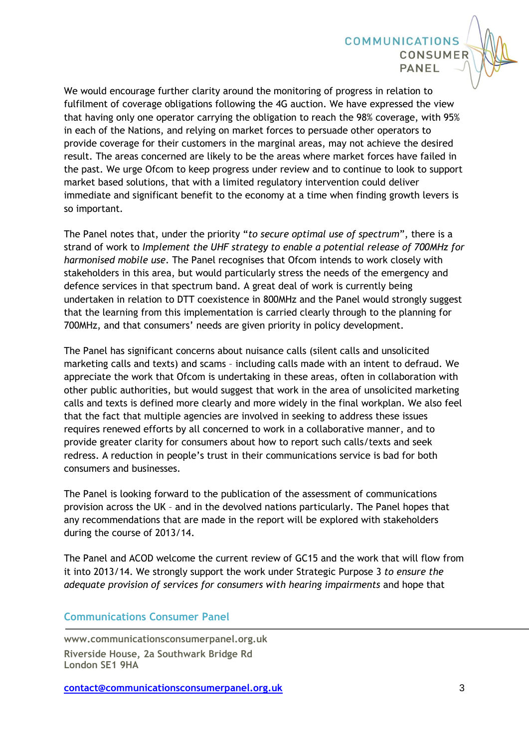We would encourage further clarity around the monitoring of progress in relation to fulfilment of coverage obligations following the 4G auction. We have expressed the view that having only one operator carrying the obligation to reach the 98% coverage, with 95% in each of the Nations, and relying on market forces to persuade other operators to provide coverage for their customers in the marginal areas, may not achieve the desired result. The areas concerned are likely to be the areas where market forces have failed in the past. We urge Ofcom to keep progress under review and to continue to look to support market based solutions, that with a limited regulatory intervention could deliver immediate and significant benefit to the economy at a time when finding growth levers is so important.

The Panel notes that, under the priority "*to secure optimal use of spectrum*", there is a strand of work to *Implement the UHF strategy to enable a potential release of 700MHz for harmonised mobile use*. The Panel recognises that Ofcom intends to work closely with stakeholders in this area, but would particularly stress the needs of the emergency and defence services in that spectrum band. A great deal of work is currently being undertaken in relation to DTT coexistence in 800MHz and the Panel would strongly suggest that the learning from this implementation is carried clearly through to the planning for 700MHz, and that consumers' needs are given priority in policy development.

The Panel has significant concerns about nuisance calls (silent calls and unsolicited marketing calls and texts) and scams – including calls made with an intent to defraud. We appreciate the work that Ofcom is undertaking in these areas, often in collaboration with other public authorities, but would suggest that work in the area of unsolicited marketing calls and texts is defined more clearly and more widely in the final workplan. We also feel that the fact that multiple agencies are involved in seeking to address these issues requires renewed efforts by all concerned to work in a collaborative manner, and to provide greater clarity for consumers about how to report such calls/texts and seek redress. A reduction in people's trust in their communications service is bad for both consumers and businesses.

The Panel is looking forward to the publication of the assessment of communications provision across the UK – and in the devolved nations particularly. The Panel hopes that any recommendations that are made in the report will be explored with stakeholders during the course of 2013/14.

The Panel and ACOD welcome the current review of GC15 and the work that will flow from it into 2013/14. We strongly support the work under Strategic Purpose 3 *to ensure the adequate provision of services for consumers with hearing impairments* and hope that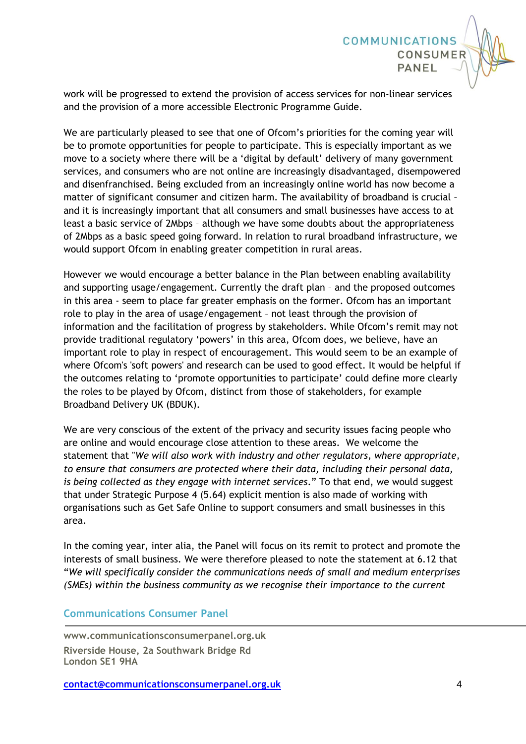work will be progressed to extend the provision of access services for non-linear services and the provision of a more accessible Electronic Programme Guide.

We are particularly pleased to see that one of Ofcom's priorities for the coming year will be to promote opportunities for people to participate. This is especially important as we move to a society where there will be a 'digital by default' delivery of many government services, and consumers who are not online are increasingly disadvantaged, disempowered and disenfranchised. Being excluded from an increasingly online world has now become a matter of significant consumer and citizen harm. The availability of broadband is crucial – and it is increasingly important that all consumers and small businesses have access to at least a basic service of 2Mbps – although we have some doubts about the appropriateness of 2Mbps as a basic speed going forward. In relation to rural broadband infrastructure, we would support Ofcom in enabling greater competition in rural areas.

However we would encourage a better balance in the Plan between enabling availability and supporting usage/engagement. Currently the draft plan – and the proposed outcomes in this area - seem to place far greater emphasis on the former. Ofcom has an important role to play in the area of usage/engagement – not least through the provision of information and the facilitation of progress by stakeholders. While Ofcom's remit may not provide traditional regulatory 'powers' in this area, Ofcom does, we believe, have an important role to play in respect of encouragement. This would seem to be an example of where Ofcom's 'soft powers' and research can be used to good effect. It would be helpful if the outcomes relating to 'promote opportunities to participate' could define more clearly the roles to be played by Ofcom, distinct from those of stakeholders, for example Broadband Delivery UK (BDUK).

We are very conscious of the extent of the privacy and security issues facing people who are online and would encourage close attention to these areas. We welcome the statement that "*We will also work with industry and other regulators, where appropriate, to ensure that consumers are protected where their data, including their personal data, is being collected as they engage with internet services*." To that end, we would suggest that under Strategic Purpose 4 (5.64) explicit mention is also made of working with organisations such as Get Safe Online to support consumers and small businesses in this area.

In the coming year, inter alia, the Panel will focus on its remit to protect and promote the interests of small business. We were therefore pleased to note the statement at 6.12 that "*We will specifically consider the communications needs of small and medium enterprises (SMEs) within the business community as we recognise their importance to the current*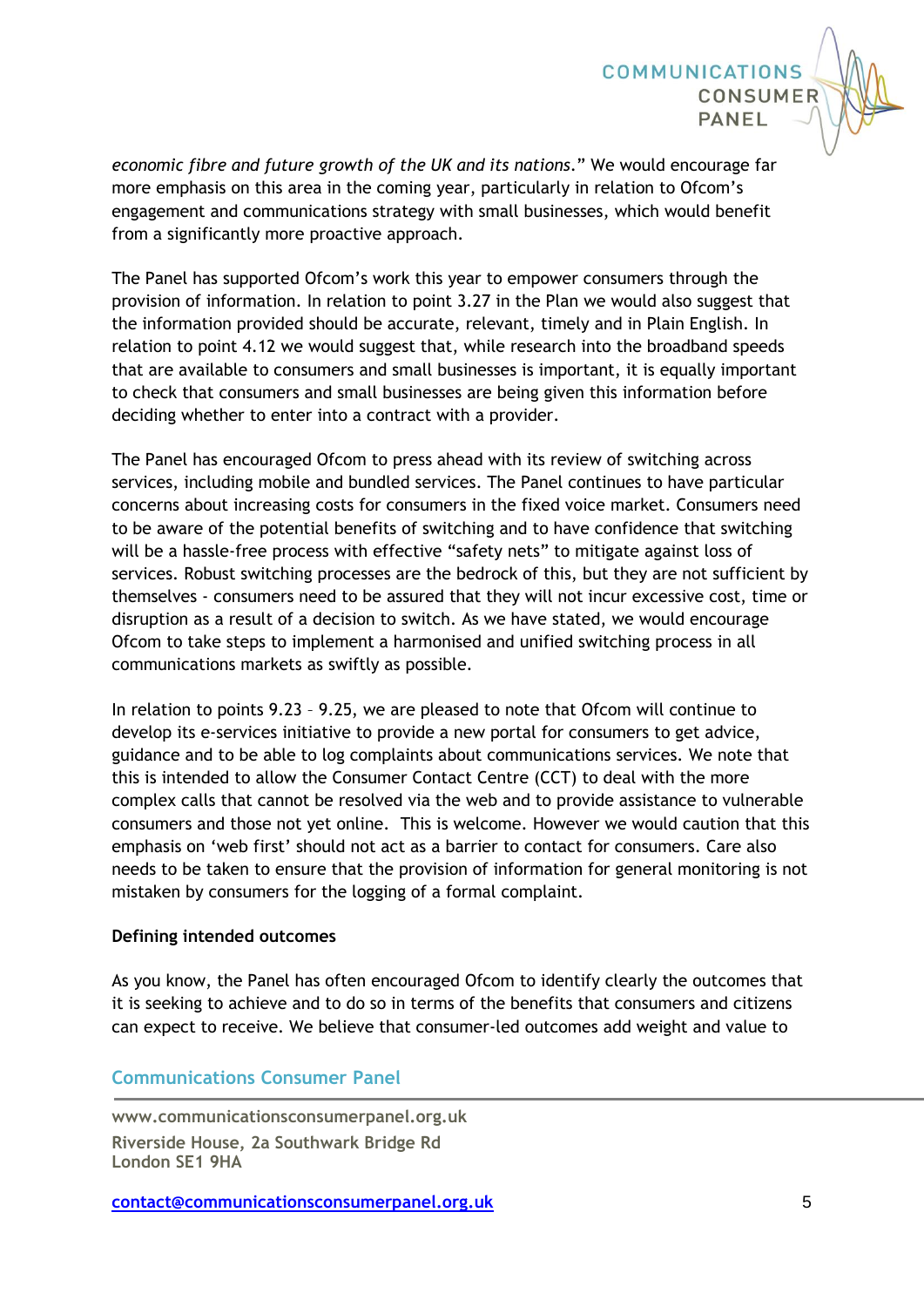*economic fibre and future growth of the UK and its nations*." We would encourage far more emphasis on this area in the coming year, particularly in relation to Ofcom's engagement and communications strategy with small businesses, which would benefit from a significantly more proactive approach.

The Panel has supported Ofcom's work this year to empower consumers through the provision of information. In relation to point 3.27 in the Plan we would also suggest that the information provided should be accurate, relevant, timely and in Plain English. In relation to point 4.12 we would suggest that, while research into the broadband speeds that are available to consumers and small businesses is important, it is equally important to check that consumers and small businesses are being given this information before deciding whether to enter into a contract with a provider.

The Panel has encouraged Ofcom to press ahead with its review of switching across services, including mobile and bundled services. The Panel continues to have particular concerns about increasing costs for consumers in the fixed voice market. Consumers need to be aware of the potential benefits of switching and to have confidence that switching will be a hassle-free process with effective "safety nets" to mitigate against loss of services. Robust switching processes are the bedrock of this, but they are not sufficient by themselves - consumers need to be assured that they will not incur excessive cost, time or disruption as a result of a decision to switch. As we have stated, we would encourage Ofcom to take steps to implement a harmonised and unified switching process in all communications markets as swiftly as possible.

In relation to points 9.23 – 9.25, we are pleased to note that Ofcom will continue to develop its e-services initiative to provide a new portal for consumers to get advice, guidance and to be able to log complaints about communications services. We note that this is intended to allow the Consumer Contact Centre (CCT) to deal with the more complex calls that cannot be resolved via the web and to provide assistance to vulnerable consumers and those not yet online. This is welcome. However we would caution that this emphasis on 'web first' should not act as a barrier to contact for consumers. Care also needs to be taken to ensure that the provision of information for general monitoring is not mistaken by consumers for the logging of a formal complaint.

**Defining intended outcomes**

As you know, the Panel has often encouraged Ofcom to identify clearly the outcomes that it is seeking to achieve and to do so in terms of the benefits that consumers and citizens can expect to receive. We believe that consumer-led outcomes add weight and value to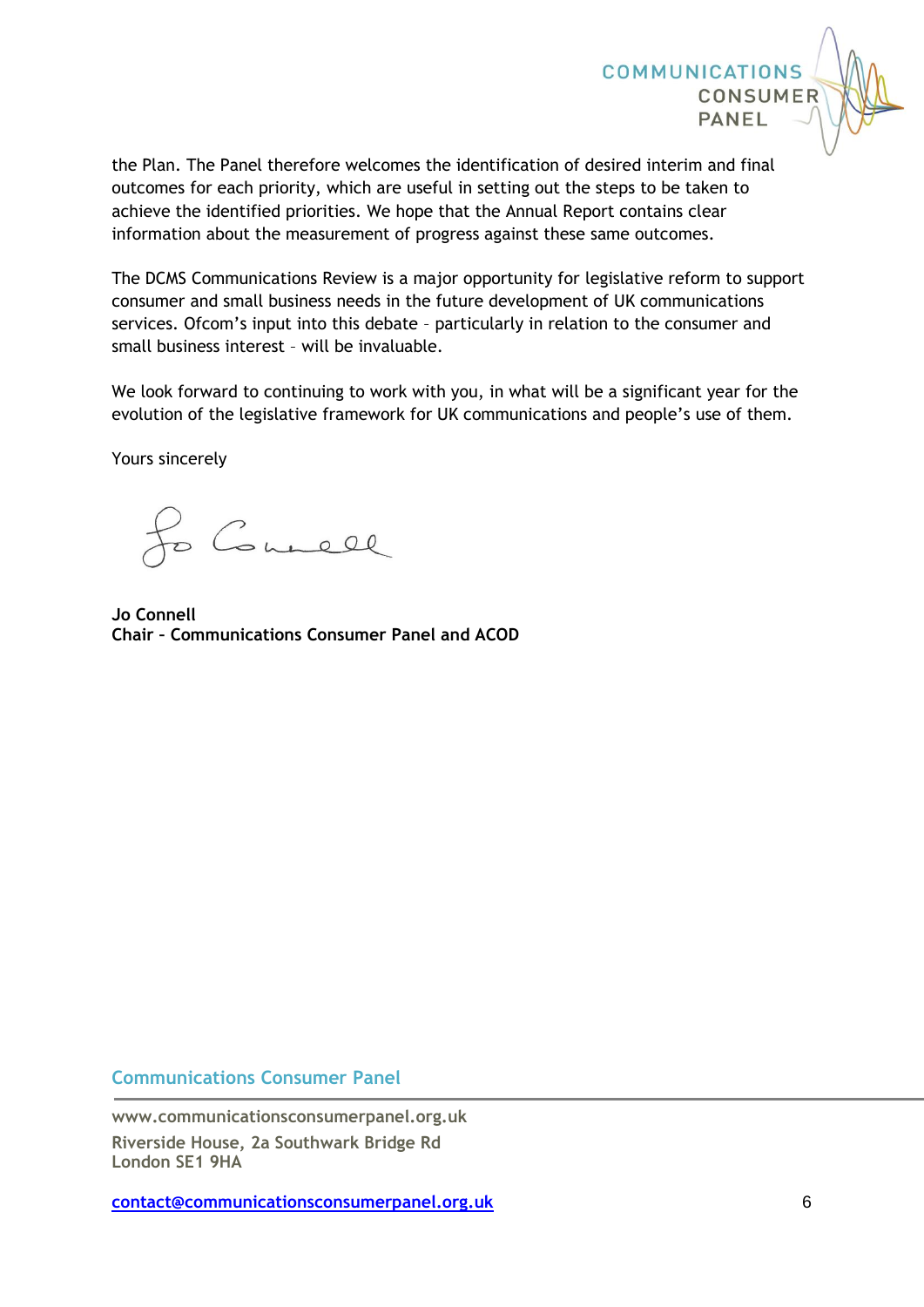the Plan. The Panel therefore welcomes the identification of desired interim and final outcomes for each priority, which are useful in setting out the steps to be taken to achieve the identified priorities. We hope that the Annual Report contains clear information about the measurement of progress against these same outcomes.

The DCMS Communications Review is a major opportunity for legislative reform to support consumer and small business needs in the future development of UK communications services. Ofcom's input into this debate – particularly in relation to the consumer and small business interest – will be invaluable.

We look forward to continuing to work with you, in what will be a significant year for the evolution of the legislative framework for UK communications and people's use of them.

Yours sincerely

**Jo Connell**
**Chair – Communications Consumer Panel and ACOD**

Communications Consumer Panel

www.communicationsconsumerpanel.org.uk
Riverside House, 2a Southwark Bridge Rd
London SE1 9HA

contact@communicationsconsumerpanel.org.uk